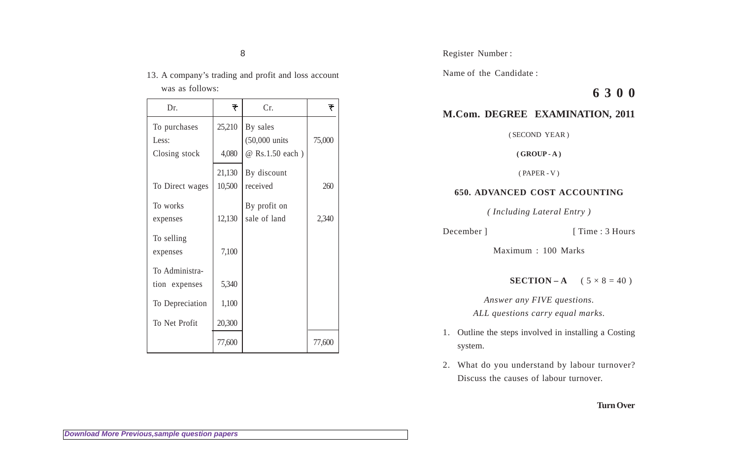Register Number :

Name of the Candidate :

# 6 3 0 0

## M.Com. DEGREE EXAMINATION, 2011

( SECOND YEAR )

**( GROUP - A )**

( PAPER - V )

### 650. ADVANCED COST ACCOUNTING

*( Including Lateral Entry )*

December ] [ Time : 3 Hours

Maximum : 100 Marks

**SECTION – A** ( 5 × 8 = 40 )

*Answer any FIVE questions.*
*ALL questions carry equal marks.*

1. Outline the steps involved in installing a Costing system.

2. What do you understand by labour turnover? Discuss the causes of labour turnover.

13. A company's trading and profit and loss account was as follows:

| Dr. | ₹ | Cr. | ₹ |
|---|---|---|---|
| To purchases | 25,210 | By sales (50,000 units @ Rs.1.50 each ) | 75,000 |
| Less: Closing stock | 4,080 | | |
| | 21,130 | By discount received | 260 |
| To Direct wages | 10,500 | | |
| To works expenses | 12,130 | By profit on sale of land | 2,340 |
| To selling expenses | 7,100 | | |
| To Administration expenses | 5,340 | | |
| To Depreciation | 1,100 | | |
| To Net Profit | 20,300 | | |
| | 77,600 | | 77,600 |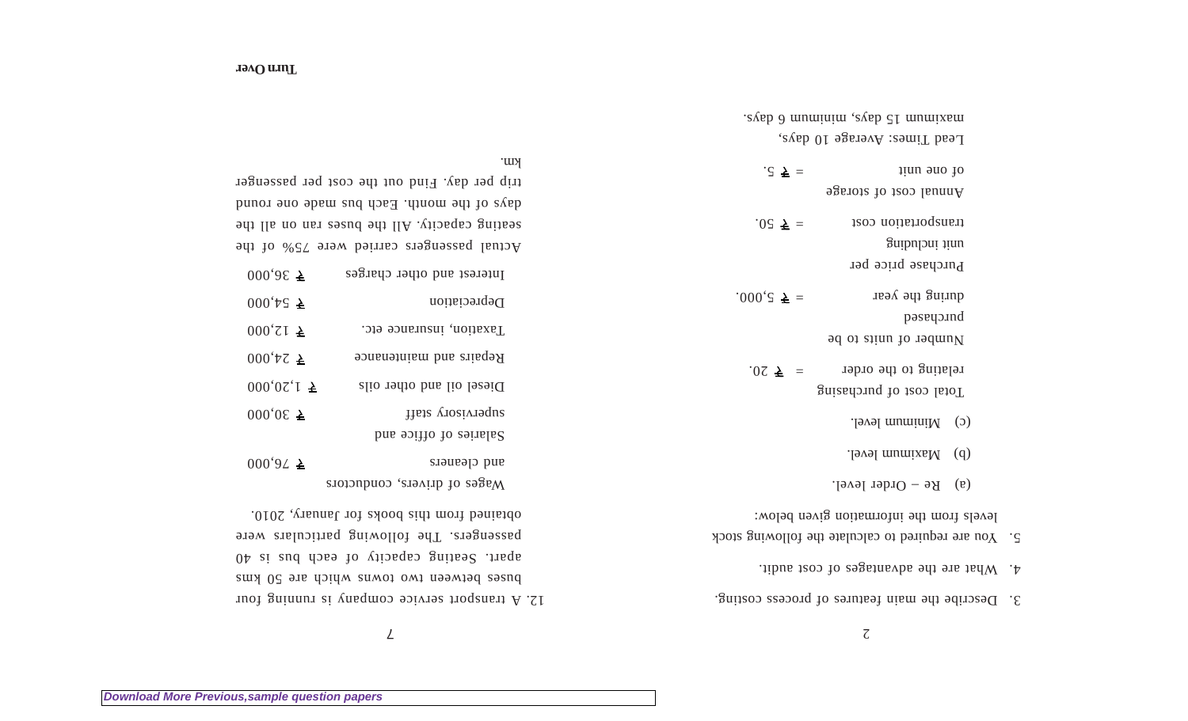3. Describe the main features of process costing.

4. What are the advantages of cost audit.

5. You are required to calculate the following stock levels from the information given below:

   (a) Re – Order level.

   (b) Maximum level.

   (c) Minimum level.

| | | |
|---|---|---|
| Total cost of purchasing relating to the order | = | ₹ 20. |
| Number of units to be purchased during the year | = | ₹ 5,000. |
| Purchase price per unit including transportation cost | = | ₹ 50. |
| Annual cost of storage of one unit | = | ₹ 5. |

Lead Times: Average 10 days, maximum 15 days, minimum 6 days.

12. A transport service company is running four buses between two towns which are 50 kms apart. Seating capacity of each bus is 40 passengers. The following particulars were obtained from this books for January, 2010.

| | |
|---|---|
| Wages of drivers, conductors and cleaners | ₹ 76,000 |
| Salaries of office and supervisory staff | ₹ 30,000 |
| Diesel oil and other oils | ₹ 1,20,000 |
| Repairs and maintenance | ₹ 24,000 |
| Taxation, insurance etc. | ₹ 12,000 |
| Depreciation | ₹ 54,000 |
| Interest and other charges | ₹ 36,000 |

Actual passengers carried were 75% of the seating capacity. All the buses ran on all the days of the month. Each bus made one round trip per day. Find out the cost per passenger km.

**Turn Over**

*Download More Previous,sample question papers*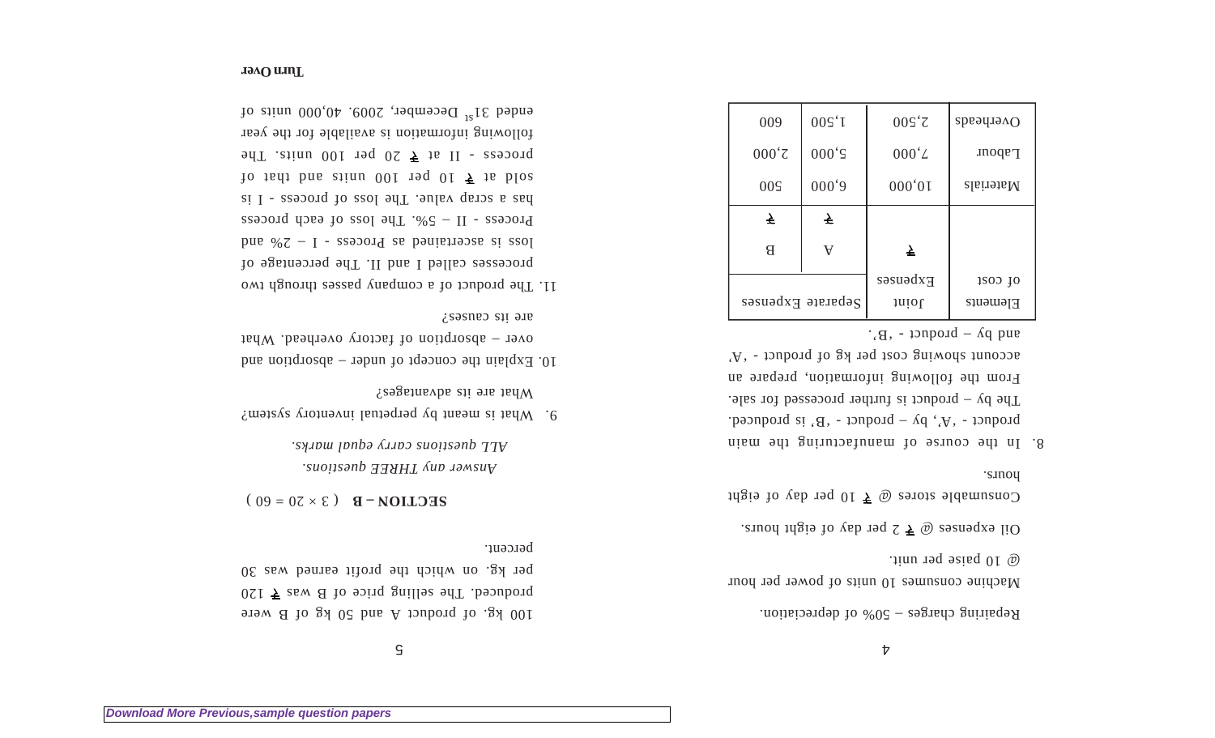Repairing charges – 50% of depreciation.

Machine consumes 10 units of power per hour @ 10 paise per unit.

Oil expenses @ ₹ 2 per day of eight hours.

Consumable stores @ ₹ 10 per day of eight hours.

8. In the course of manufacturing the main product - 'A', by – product - 'B' is produced. The by – product is further processed for sale. From the following information, prepare an account showing cost per kg of product - 'A' and by – product - 'B'.

| Elements of cost | Joint Expenses | Separate Expenses | |
|---|---|---|---|
| | | A | B |
| | ₹ | ₹ | ₹ |
| Materials | 10,000 | 6,000 | 500 |
| Labour | 7,000 | 5,000 | 2,000 |
| Overheads | 2,500 | 1,500 | 600 |

100 kg. of product A and 50 kg of B were produced. The selling price of B was ₹ 120 per kg. on which the profit earned was 30 percent.

## SECTION – B ( 3 × 20 = 60 )

*Answer any THREE questions.*

*ALL questions carry equal marks.*

9. What is meant by perpetual inventory system? What are its advantages?

10. Explain the concept of under – absorption and over – absorption of factory overhead. What are its causes?

11. The product of a company passes through two processes called I and II. The percentage of loss is ascertained as Process - I – 2% and Process - II – 5%. The loss of each process has a scrap value. The loss of process - I is sold at ₹ 10 per 100 units and that of process - II at ₹ 20 per 100 units. The following information is available for the year ended 31st December, 2009. 40,000 units of

**Turn Over**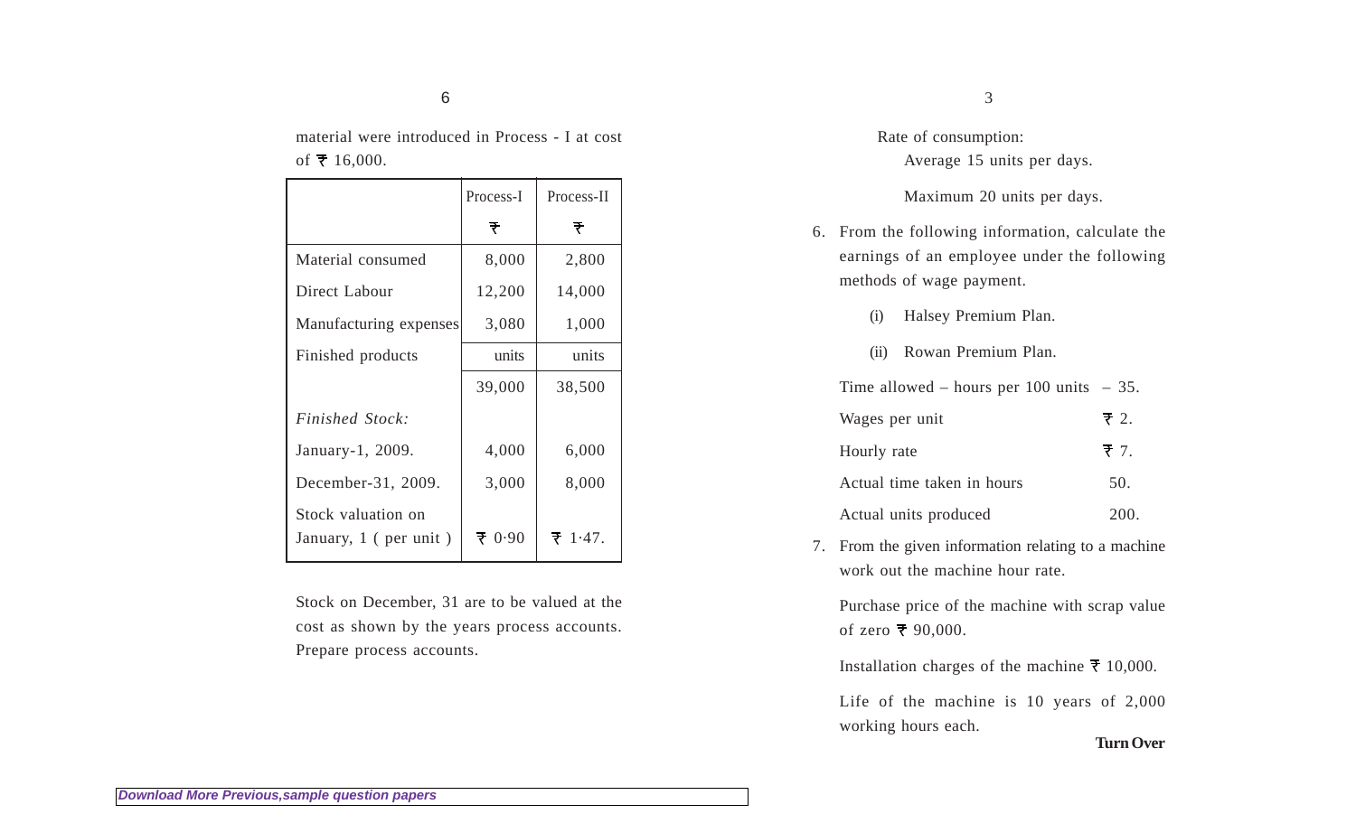material were introduced in Process - I at cost of ₹ 16,000.

| | Process-I | Process-II |
|---|---|---|
| | ₹ | ₹ |
| Material consumed | 8,000 | 2,800 |
| Direct Labour | 12,200 | 14,000 |
| Manufacturing expenses | 3,080 | 1,000 |
| Finished products | units | units |
| | 39,000 | 38,500 |
| *Finished Stock:* | | |
| January-1, 2009. | 4,000 | 6,000 |
| December-31, 2009. | 3,000 | 8,000 |
| Stock valuation on January, 1 ( per unit ) | ₹ 0·90 | ₹ 1·47. |

Stock on December, 31 are to be valued at the cost as shown by the years process accounts. Prepare process accounts.

Rate of consumption:
Average 15 units per days.

Maximum 20 units per days.

6. From the following information, calculate the earnings of an employee under the following methods of wage payment.

   (i) Halsey Premium Plan.

   (ii) Rowan Premium Plan.

   | | |
   |---|---|
   | Time allowed – hours per 100 units | – 35. |
   | Wages per unit | ₹ 2. |
   | Hourly rate | ₹ 7. |
   | Actual time taken in hours | 50. |
   | Actual units produced | 200. |

7. From the given information relating to a machine work out the machine hour rate.

   Purchase price of the machine with scrap value of zero ₹ 90,000.

   Installation charges of the machine ₹ 10,000.

   Life of the machine is 10 years of 2,000 working hours each.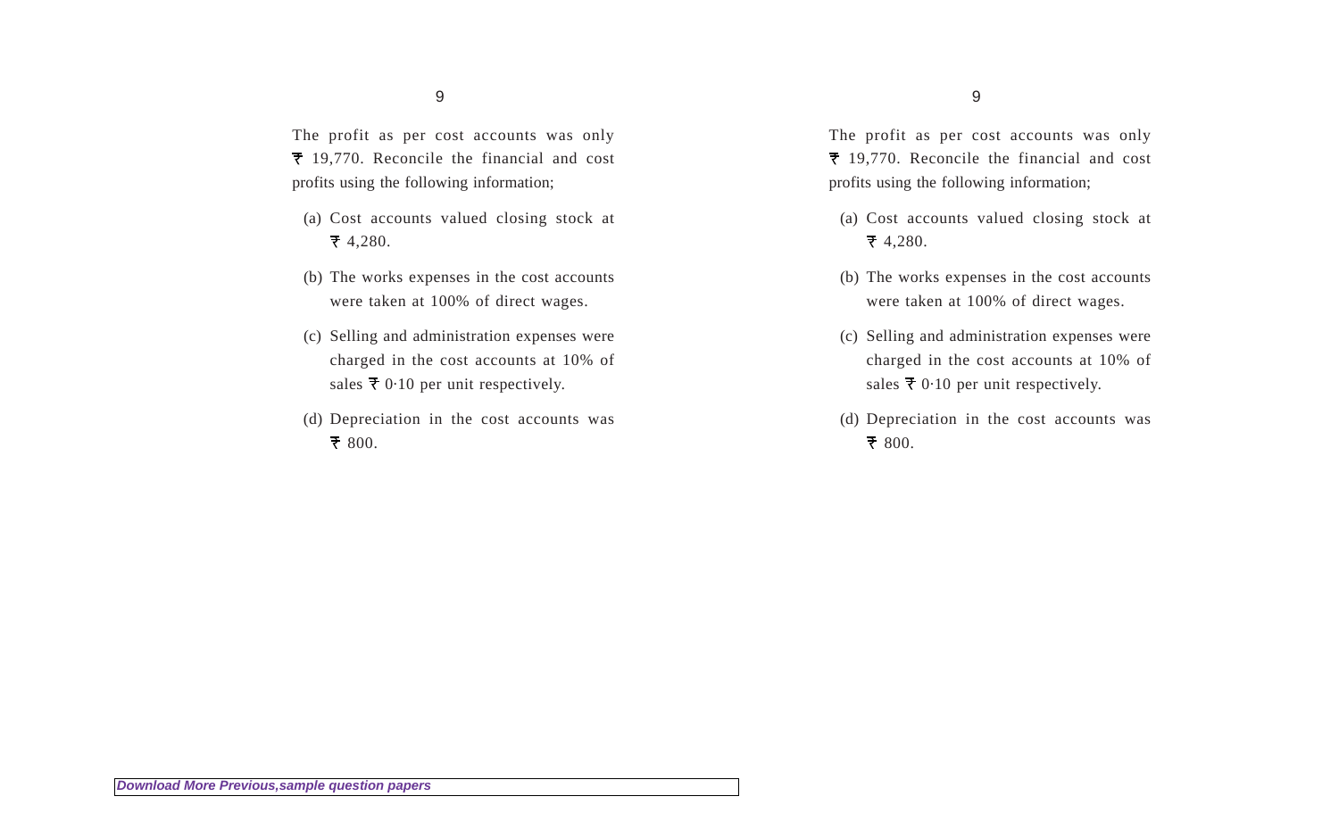The profit as per cost accounts was only ₹ 19,770. Reconcile the financial and cost profits using the following information;

(a) Cost accounts valued closing stock at ₹ 4,280.

(b) The works expenses in the cost accounts were taken at 100% of direct wages.

(c) Selling and administration expenses were charged in the cost accounts at 10% of sales ₹ 0·10 per unit respectively.

(d) Depreciation in the cost accounts was ₹ 800.

The profit as per cost accounts was only ₹ 19,770. Reconcile the financial and cost profits using the following information;

(a) Cost accounts valued closing stock at ₹ 4,280.

(b) The works expenses in the cost accounts were taken at 100% of direct wages.

(c) Selling and administration expenses were charged in the cost accounts at 10% of sales ₹ 0·10 per unit respectively.

(d) Depreciation in the cost accounts was ₹ 800.